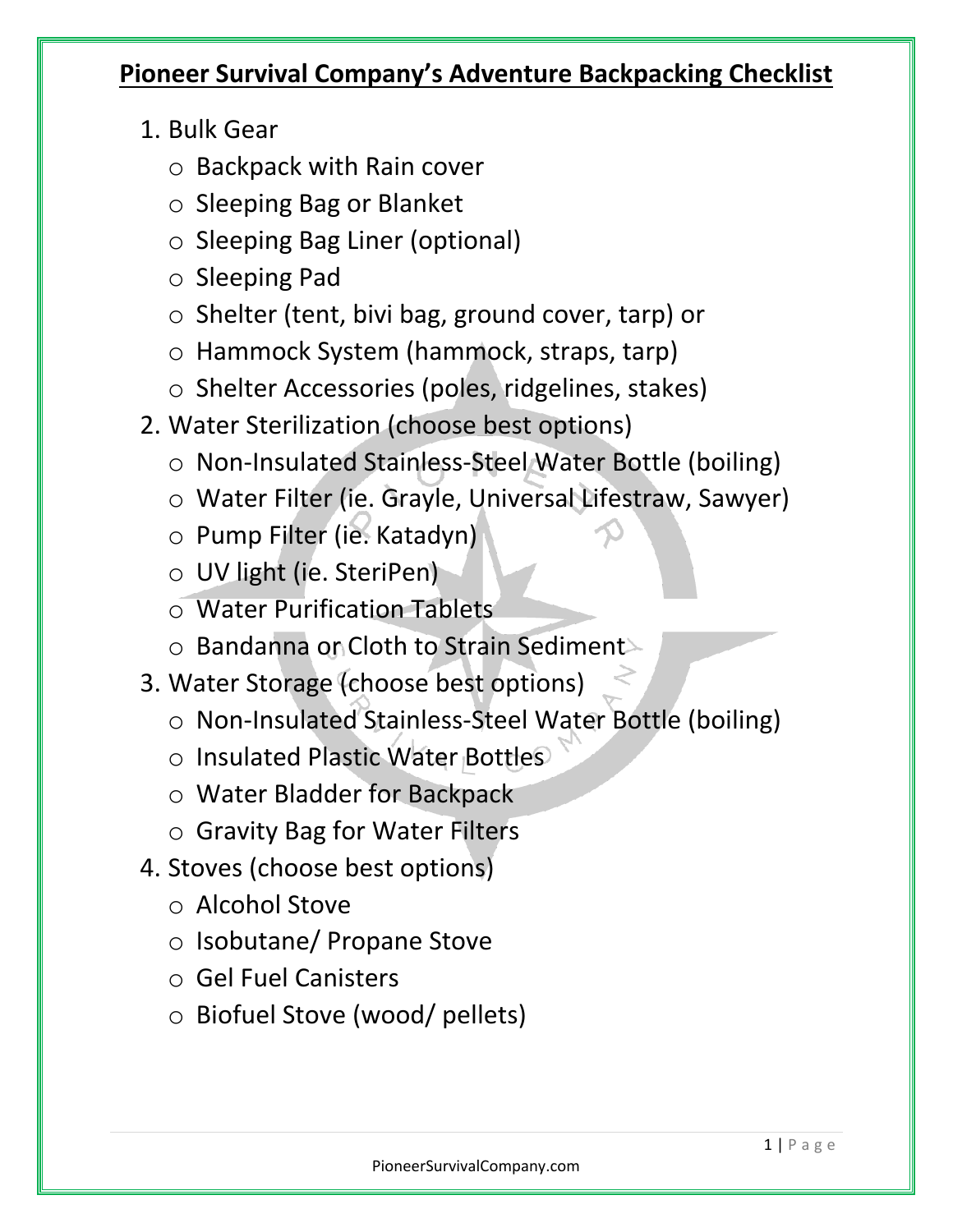# Pioneer Survival Company's Adventure Backpacking Checklist

1. Bulk Gear
   - Backpack with Rain cover
   - Sleeping Bag or Blanket
   - Sleeping Bag Liner (optional)
   - Sleeping Pad
   - Shelter (tent, bivi bag, ground cover, tarp) or
   - Hammock System (hammock, straps, tarp)
   - Shelter Accessories (poles, ridgelines, stakes)
2. Water Sterilization (choose best options)
   - Non-Insulated Stainless-Steel Water Bottle (boiling)
   - Water Filter (ie. Grayle, Universal Lifestraw, Sawyer)
   - Pump Filter (ie. Katadyn)
   - UV light (ie. SteriPen)
   - Water Purification Tablets
   - Bandanna or Cloth to Strain Sediment
3. Water Storage (choose best options)
   - Non-Insulated Stainless-Steel Water Bottle (boiling)
   - Insulated Plastic Water Bottles
   - Water Bladder for Backpack
   - Gravity Bag for Water Filters
4. Stoves (choose best options)
   - Alcohol Stove
   - Isobutane/ Propane Stove
   - Gel Fuel Canisters
   - Biofuel Stove (wood/ pellets)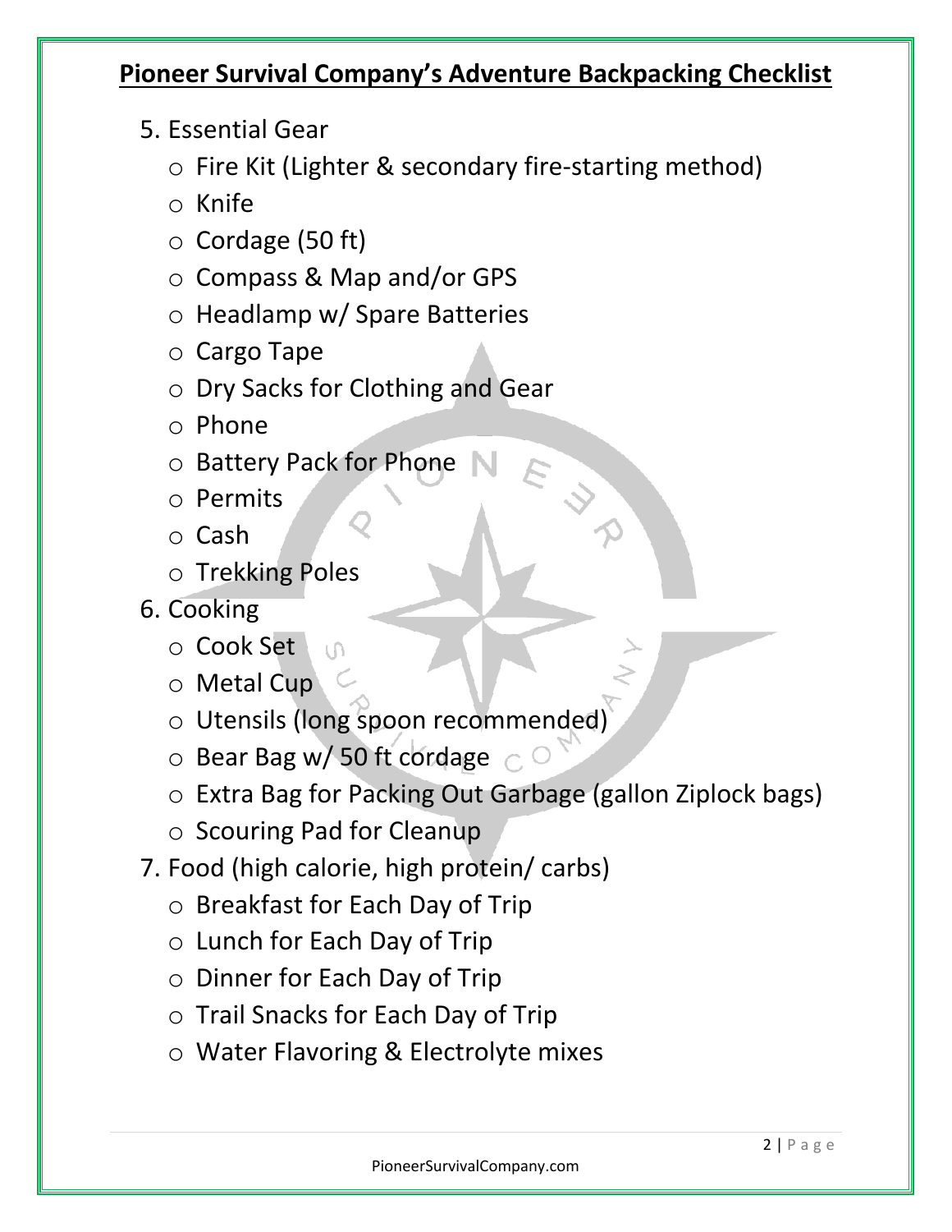**Pioneer Survival Company's Adventure Backpacking Checklist**

5. Essential Gear
   - Fire Kit (Lighter & secondary fire-starting method)
   - Knife
   - Cordage (50 ft)
   - Compass & Map and/or GPS
   - Headlamp w/ Spare Batteries
   - Cargo Tape
   - Dry Sacks for Clothing and Gear
   - Phone
   - Battery Pack for Phone
   - Permits
   - Cash
   - Trekking Poles
6. Cooking
   - Cook Set
   - Metal Cup
   - Utensils (long spoon recommended)
   - Bear Bag w/ 50 ft cordage
   - Extra Bag for Packing Out Garbage (gallon Ziplock bags)
   - Scouring Pad for Cleanup
7. Food (high calorie, high protein/ carbs)
   - Breakfast for Each Day of Trip
   - Lunch for Each Day of Trip
   - Dinner for Each Day of Trip
   - Trail Snacks for Each Day of Trip
   - Water Flavoring & Electrolyte mixes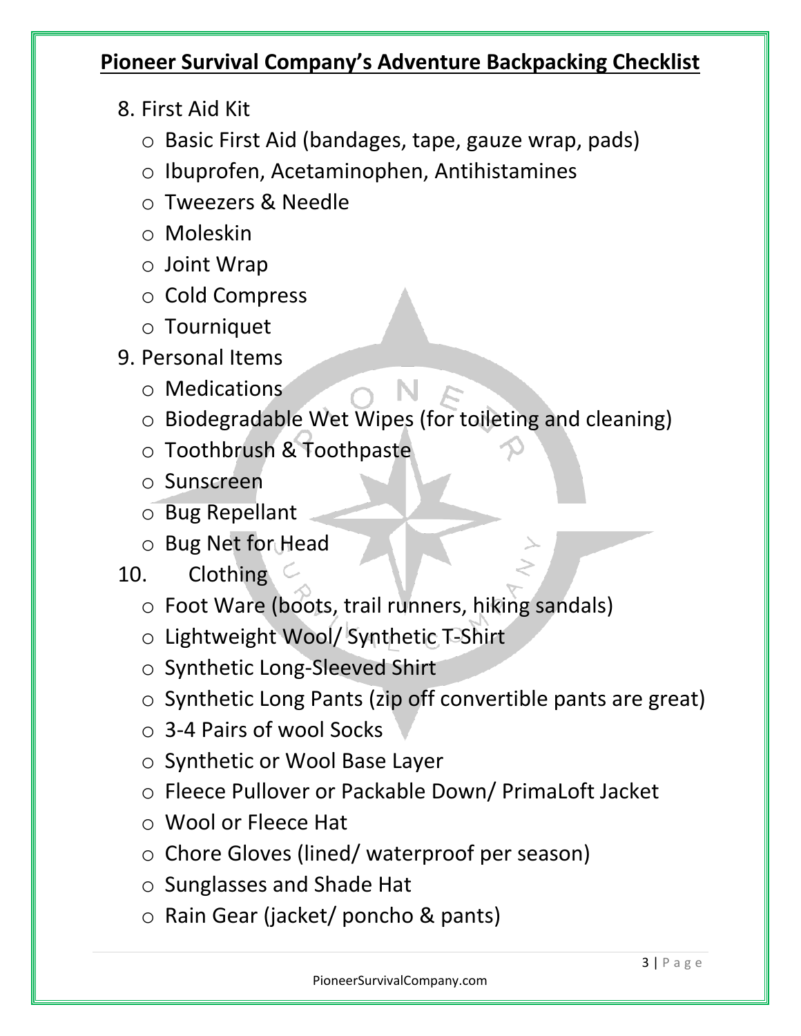# Pioneer Survival Company's Adventure Backpacking Checklist

8. First Aid Kit
   - Basic First Aid (bandages, tape, gauze wrap, pads)
   - Ibuprofen, Acetaminophen, Antihistamines
   - Tweezers & Needle
   - Moleskin
   - Joint Wrap
   - Cold Compress
   - Tourniquet
9. Personal Items
   - Medications
   - Biodegradable Wet Wipes (for toileting and cleaning)
   - Toothbrush & Toothpaste
   - Sunscreen
   - Bug Repellant
   - Bug Net for Head
10. Clothing
    - Foot Ware (boots, trail runners, hiking sandals)
    - Lightweight Wool/ Synthetic T-Shirt
    - Synthetic Long-Sleeved Shirt
    - Synthetic Long Pants (zip off convertible pants are great)
    - 3-4 Pairs of wool Socks
    - Synthetic or Wool Base Layer
    - Fleece Pullover or Packable Down/ PrimaLoft Jacket
    - Wool or Fleece Hat
    - Chore Gloves (lined/ waterproof per season)
    - Sunglasses and Shade Hat
    - Rain Gear (jacket/ poncho & pants)